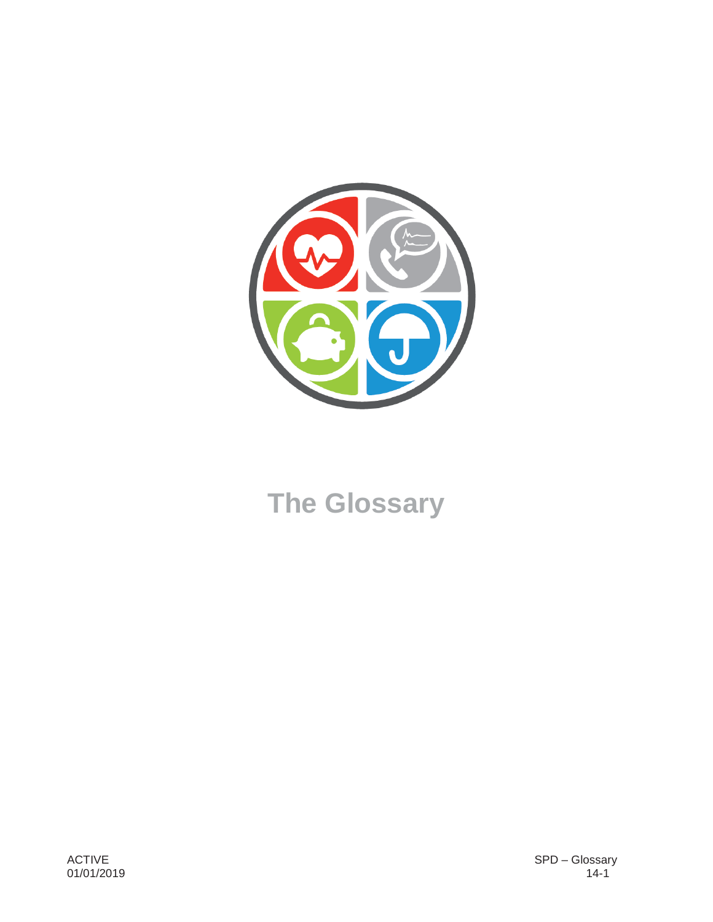# The Glossary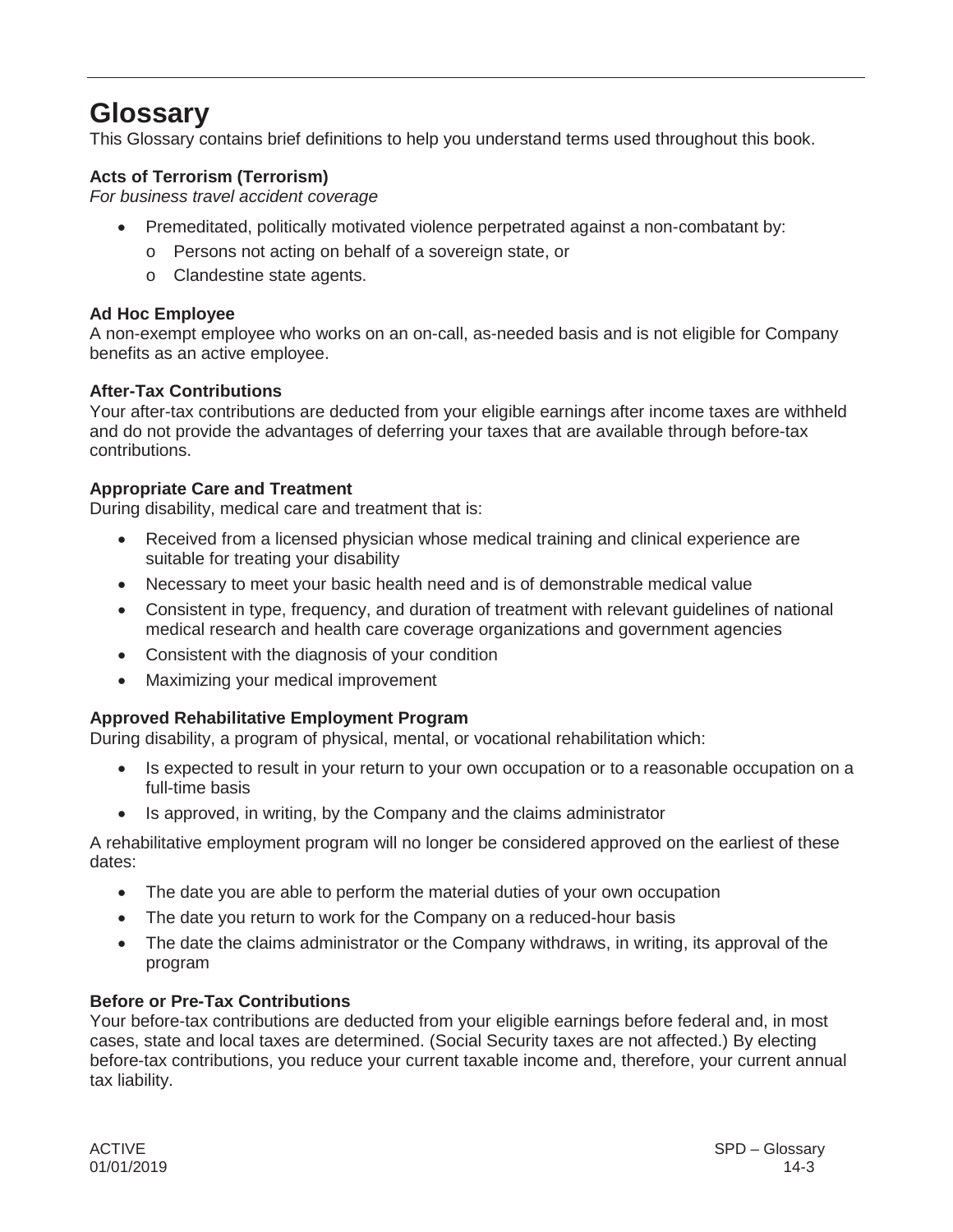# Glossary

This Glossary contains brief definitions to help you understand terms used throughout this book.

### Acts of Terrorism (Terrorism)

*For business travel accident coverage*

- Premeditated, politically motivated violence perpetrated against a non-combatant by:
  - Persons not acting on behalf of a sovereign state, or
  - Clandestine state agents.

### Ad Hoc Employee

A non-exempt employee who works on an on-call, as-needed basis and is not eligible for Company benefits as an active employee.

### After-Tax Contributions

Your after-tax contributions are deducted from your eligible earnings after income taxes are withheld and do not provide the advantages of deferring your taxes that are available through before-tax contributions.

### Appropriate Care and Treatment

During disability, medical care and treatment that is:

- Received from a licensed physician whose medical training and clinical experience are suitable for treating your disability
- Necessary to meet your basic health need and is of demonstrable medical value
- Consistent in type, frequency, and duration of treatment with relevant guidelines of national medical research and health care coverage organizations and government agencies
- Consistent with the diagnosis of your condition
- Maximizing your medical improvement

### Approved Rehabilitative Employment Program

During disability, a program of physical, mental, or vocational rehabilitation which:

- Is expected to result in your return to your own occupation or to a reasonable occupation on a full-time basis
- Is approved, in writing, by the Company and the claims administrator

A rehabilitative employment program will no longer be considered approved on the earliest of these dates:

- The date you are able to perform the material duties of your own occupation
- The date you return to work for the Company on a reduced-hour basis
- The date the claims administrator or the Company withdraws, in writing, its approval of the program

### Before or Pre-Tax Contributions

Your before-tax contributions are deducted from your eligible earnings before federal and, in most cases, state and local taxes are determined. (Social Security taxes are not affected.) By electing before-tax contributions, you reduce your current taxable income and, therefore, your current annual tax liability.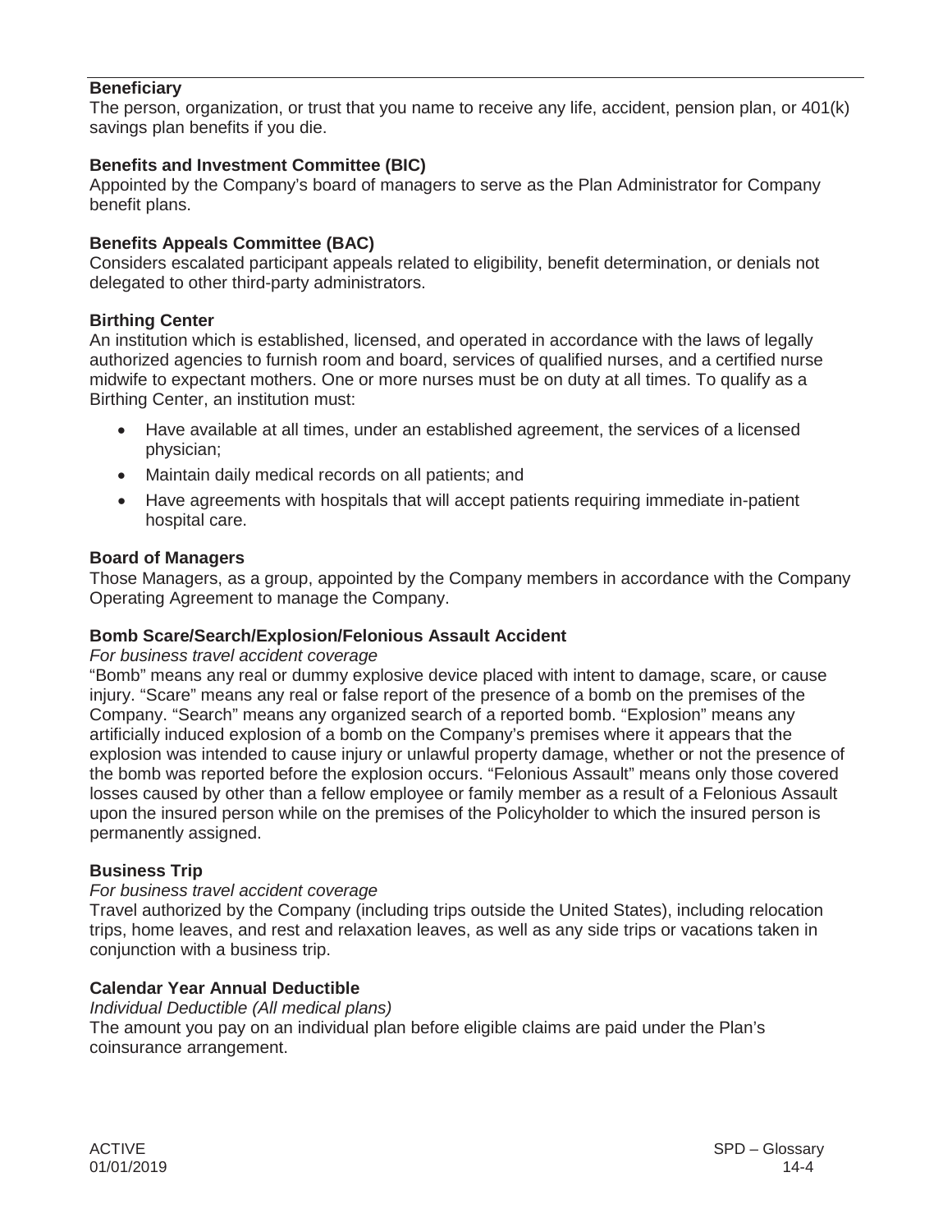**Beneficiary**

The person, organization, or trust that you name to receive any life, accident, pension plan, or 401(k) savings plan benefits if you die.

**Benefits and Investment Committee (BIC)**

Appointed by the Company's board of managers to serve as the Plan Administrator for Company benefit plans.

**Benefits Appeals Committee (BAC)**

Considers escalated participant appeals related to eligibility, benefit determination, or denials not delegated to other third-party administrators.

**Birthing Center**

An institution which is established, licensed, and operated in accordance with the laws of legally authorized agencies to furnish room and board, services of qualified nurses, and a certified nurse midwife to expectant mothers. One or more nurses must be on duty at all times. To qualify as a Birthing Center, an institution must:

- Have available at all times, under an established agreement, the services of a licensed physician;
- Maintain daily medical records on all patients; and
- Have agreements with hospitals that will accept patients requiring immediate in-patient hospital care.

**Board of Managers**

Those Managers, as a group, appointed by the Company members in accordance with the Company Operating Agreement to manage the Company.

**Bomb Scare/Search/Explosion/Felonious Assault Accident**

*For business travel accident coverage*

"Bomb" means any real or dummy explosive device placed with intent to damage, scare, or cause injury. "Scare" means any real or false report of the presence of a bomb on the premises of the Company. "Search" means any organized search of a reported bomb. "Explosion" means any artificially induced explosion of a bomb on the Company's premises where it appears that the explosion was intended to cause injury or unlawful property damage, whether or not the presence of the bomb was reported before the explosion occurs. "Felonious Assault" means only those covered losses caused by other than a fellow employee or family member as a result of a Felonious Assault upon the insured person while on the premises of the Policyholder to which the insured person is permanently assigned.

**Business Trip**

*For business travel accident coverage*

Travel authorized by the Company (including trips outside the United States), including relocation trips, home leaves, and rest and relaxation leaves, as well as any side trips or vacations taken in conjunction with a business trip.

**Calendar Year Annual Deductible**

*Individual Deductible (All medical plans)*

The amount you pay on an individual plan before eligible claims are paid under the Plan's coinsurance arrangement.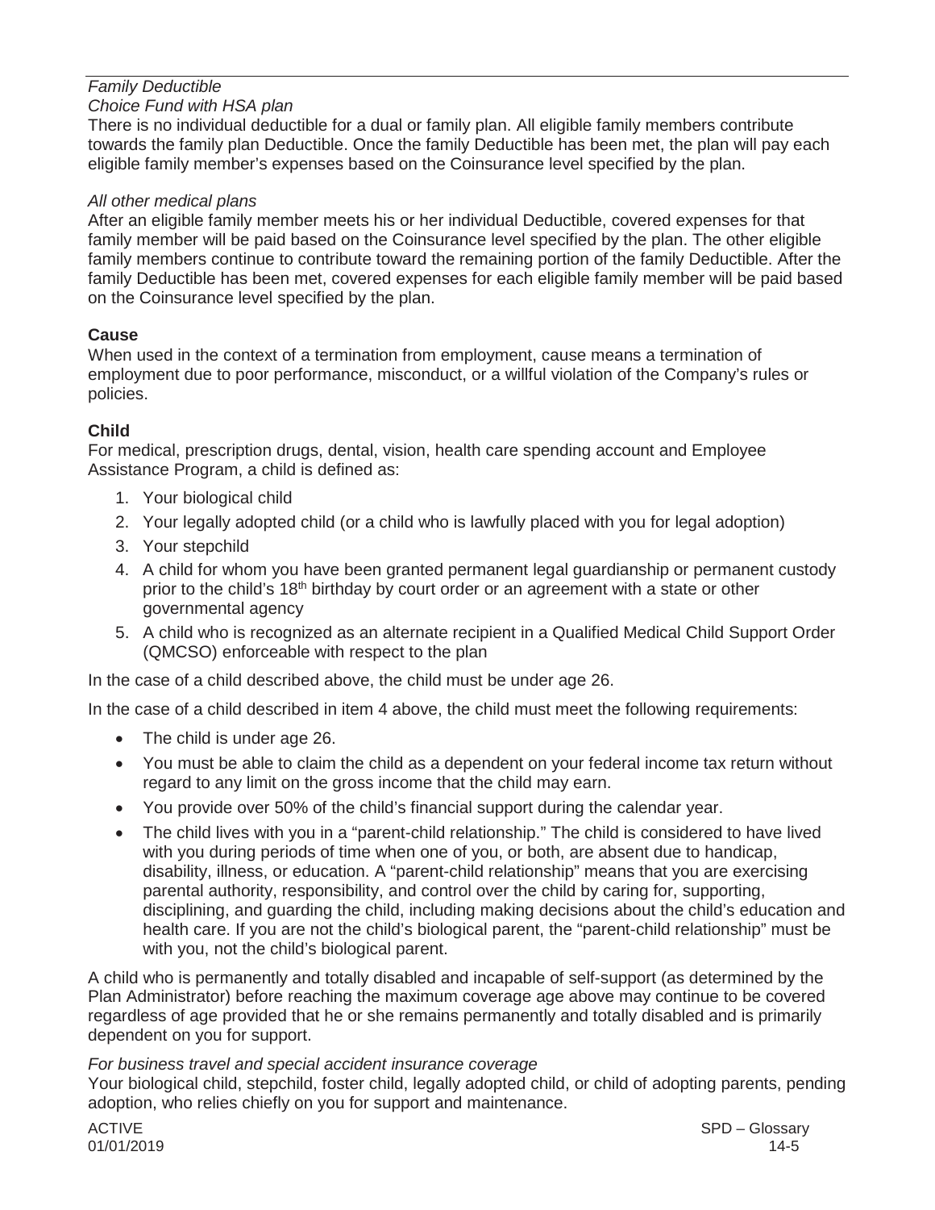*Family Deductible*

*Choice Fund with HSA plan*

There is no individual deductible for a dual or family plan. All eligible family members contribute towards the family plan Deductible. Once the family Deductible has been met, the plan will pay each eligible family member's expenses based on the Coinsurance level specified by the plan.

*All other medical plans*

After an eligible family member meets his or her individual Deductible, covered expenses for that family member will be paid based on the Coinsurance level specified by the plan. The other eligible family members continue to contribute toward the remaining portion of the family Deductible. After the family Deductible has been met, covered expenses for each eligible family member will be paid based on the Coinsurance level specified by the plan.

**Cause**

When used in the context of a termination from employment, cause means a termination of employment due to poor performance, misconduct, or a willful violation of the Company's rules or policies.

**Child**

For medical, prescription drugs, dental, vision, health care spending account and Employee Assistance Program, a child is defined as:

1. Your biological child
2. Your legally adopted child (or a child who is lawfully placed with you for legal adoption)
3. Your stepchild
4. A child for whom you have been granted permanent legal guardianship or permanent custody prior to the child's 18th birthday by court order or an agreement with a state or other governmental agency
5. A child who is recognized as an alternate recipient in a Qualified Medical Child Support Order (QMCSO) enforceable with respect to the plan

In the case of a child described above, the child must be under age 26.

In the case of a child described in item 4 above, the child must meet the following requirements:

- The child is under age 26.
- You must be able to claim the child as a dependent on your federal income tax return without regard to any limit on the gross income that the child may earn.
- You provide over 50% of the child's financial support during the calendar year.
- The child lives with you in a "parent-child relationship." The child is considered to have lived with you during periods of time when one of you, or both, are absent due to handicap, disability, illness, or education. A "parent-child relationship" means that you are exercising parental authority, responsibility, and control over the child by caring for, supporting, disciplining, and guarding the child, including making decisions about the child's education and health care. If you are not the child's biological parent, the "parent-child relationship" must be with you, not the child's biological parent.

A child who is permanently and totally disabled and incapable of self-support (as determined by the Plan Administrator) before reaching the maximum coverage age above may continue to be covered regardless of age provided that he or she remains permanently and totally disabled and is primarily dependent on you for support.

*For business travel and special accident insurance coverage*

Your biological child, stepchild, foster child, legally adopted child, or child of adopting parents, pending adoption, who relies chiefly on you for support and maintenance.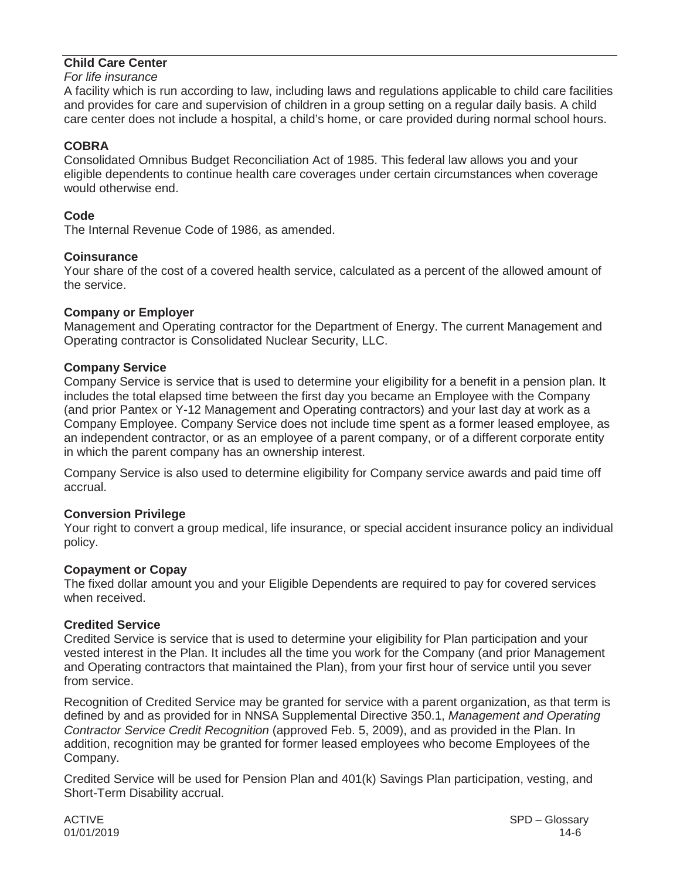**Child Care Center**

*For life insurance*

A facility which is run according to law, including laws and regulations applicable to child care facilities and provides for care and supervision of children in a group setting on a regular daily basis. A child care center does not include a hospital, a child's home, or care provided during normal school hours.

**COBRA**

Consolidated Omnibus Budget Reconciliation Act of 1985. This federal law allows you and your eligible dependents to continue health care coverages under certain circumstances when coverage would otherwise end.

**Code**

The Internal Revenue Code of 1986, as amended.

**Coinsurance**

Your share of the cost of a covered health service, calculated as a percent of the allowed amount of the service.

**Company or Employer**

Management and Operating contractor for the Department of Energy. The current Management and Operating contractor is Consolidated Nuclear Security, LLC.

**Company Service**

Company Service is service that is used to determine your eligibility for a benefit in a pension plan. It includes the total elapsed time between the first day you became an Employee with the Company (and prior Pantex or Y-12 Management and Operating contractors) and your last day at work as a Company Employee. Company Service does not include time spent as a former leased employee, as an independent contractor, or as an employee of a parent company, or of a different corporate entity in which the parent company has an ownership interest.

Company Service is also used to determine eligibility for Company service awards and paid time off accrual.

**Conversion Privilege**

Your right to convert a group medical, life insurance, or special accident insurance policy an individual policy.

**Copayment or Copay**

The fixed dollar amount you and your Eligible Dependents are required to pay for covered services when received.

**Credited Service**

Credited Service is service that is used to determine your eligibility for Plan participation and your vested interest in the Plan. It includes all the time you work for the Company (and prior Management and Operating contractors that maintained the Plan), from your first hour of service until you sever from service.

Recognition of Credited Service may be granted for service with a parent organization, as that term is defined by and as provided for in NNSA Supplemental Directive 350.1, *Management and Operating Contractor Service Credit Recognition* (approved Feb. 5, 2009), and as provided in the Plan. In addition, recognition may be granted for former leased employees who become Employees of the Company.

Credited Service will be used for Pension Plan and 401(k) Savings Plan participation, vesting, and Short-Term Disability accrual.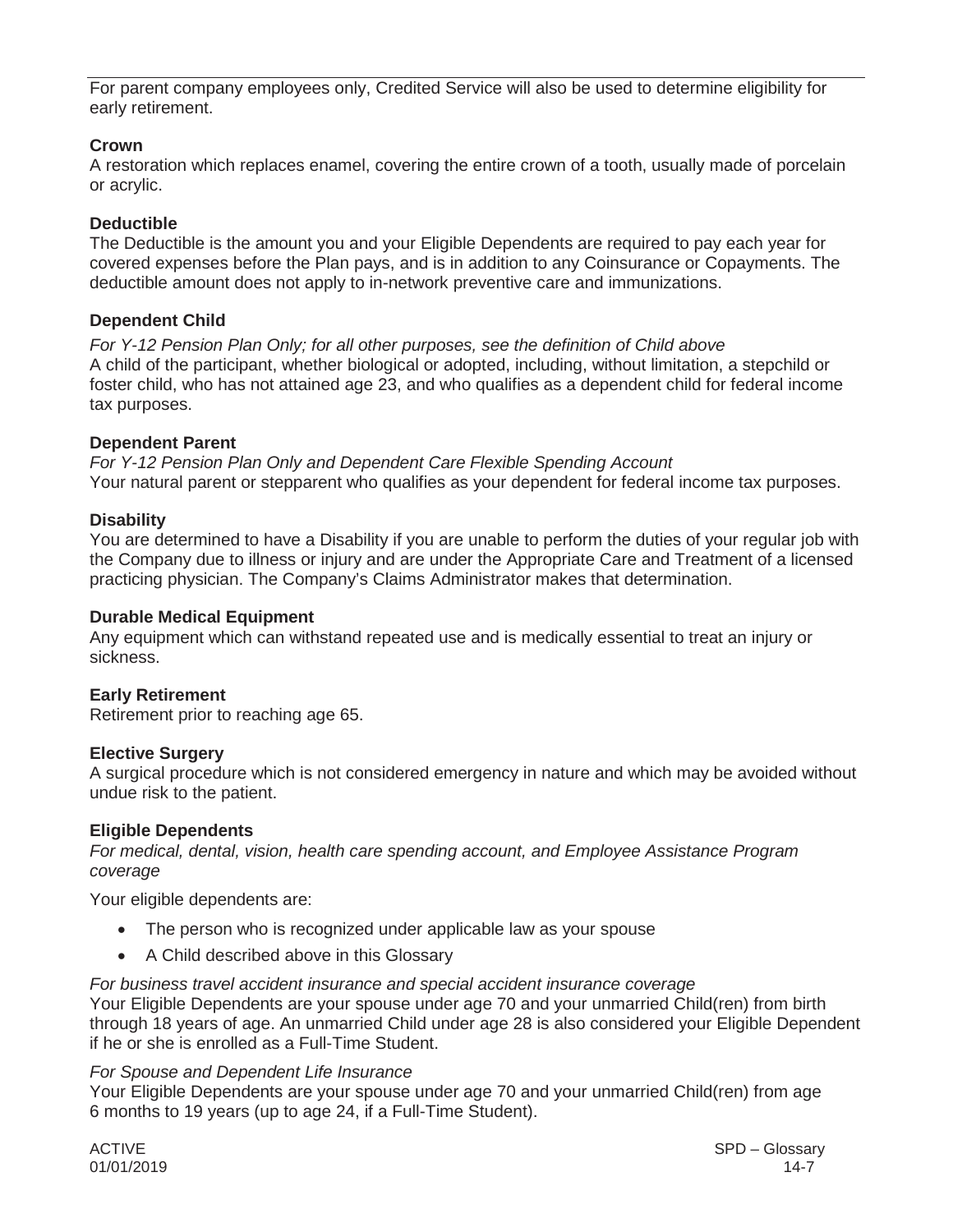For parent company employees only, Credited Service will also be used to determine eligibility for early retirement.

**Crown**

A restoration which replaces enamel, covering the entire crown of a tooth, usually made of porcelain or acrylic.

**Deductible**

The Deductible is the amount you and your Eligible Dependents are required to pay each year for covered expenses before the Plan pays, and is in addition to any Coinsurance or Copayments. The deductible amount does not apply to in-network preventive care and immunizations.

**Dependent Child**

*For Y-12 Pension Plan Only; for all other purposes, see the definition of Child above*

A child of the participant, whether biological or adopted, including, without limitation, a stepchild or foster child, who has not attained age 23, and who qualifies as a dependent child for federal income tax purposes.

**Dependent Parent**

*For Y-12 Pension Plan Only and Dependent Care Flexible Spending Account*

Your natural parent or stepparent who qualifies as your dependent for federal income tax purposes.

**Disability**

You are determined to have a Disability if you are unable to perform the duties of your regular job with the Company due to illness or injury and are under the Appropriate Care and Treatment of a licensed practicing physician. The Company's Claims Administrator makes that determination.

**Durable Medical Equipment**

Any equipment which can withstand repeated use and is medically essential to treat an injury or sickness.

**Early Retirement**

Retirement prior to reaching age 65.

**Elective Surgery**

A surgical procedure which is not considered emergency in nature and which may be avoided without undue risk to the patient.

**Eligible Dependents**

*For medical, dental, vision, health care spending account, and Employee Assistance Program coverage*

Your eligible dependents are:

- The person who is recognized under applicable law as your spouse
- A Child described above in this Glossary

*For business travel accident insurance and special accident insurance coverage*

Your Eligible Dependents are your spouse under age 70 and your unmarried Child(ren) from birth through 18 years of age. An unmarried Child under age 28 is also considered your Eligible Dependent if he or she is enrolled as a Full-Time Student.

*For Spouse and Dependent Life Insurance*

Your Eligible Dependents are your spouse under age 70 and your unmarried Child(ren) from age 6 months to 19 years (up to age 24, if a Full-Time Student).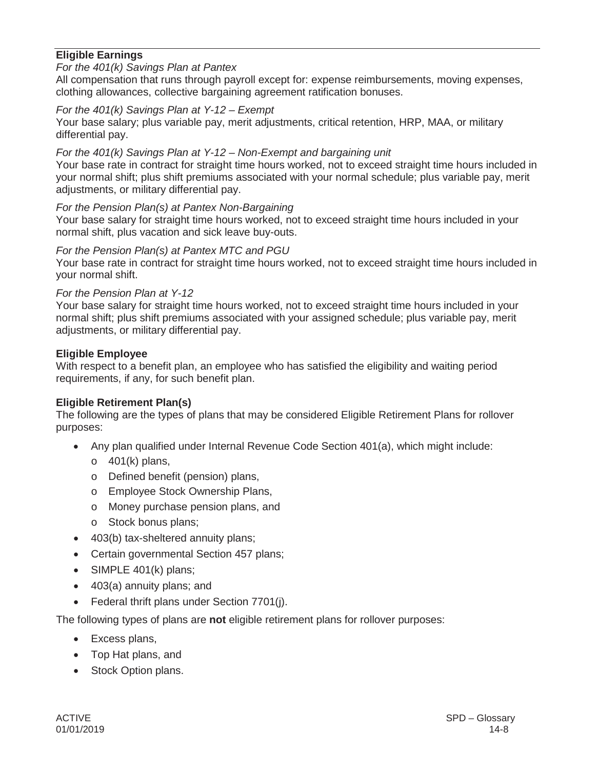**Eligible Earnings**

*For the 401(k) Savings Plan at Pantex*

All compensation that runs through payroll except for: expense reimbursements, moving expenses, clothing allowances, collective bargaining agreement ratification bonuses.

*For the 401(k) Savings Plan at Y-12 – Exempt*

Your base salary; plus variable pay, merit adjustments, critical retention, HRP, MAA, or military differential pay.

*For the 401(k) Savings Plan at Y-12 – Non-Exempt and bargaining unit*

Your base rate in contract for straight time hours worked, not to exceed straight time hours included in your normal shift; plus shift premiums associated with your normal schedule; plus variable pay, merit adjustments, or military differential pay.

*For the Pension Plan(s) at Pantex Non-Bargaining*

Your base salary for straight time hours worked, not to exceed straight time hours included in your normal shift, plus vacation and sick leave buy-outs.

*For the Pension Plan(s) at Pantex MTC and PGU*

Your base rate in contract for straight time hours worked, not to exceed straight time hours included in your normal shift.

*For the Pension Plan at Y-12*

Your base salary for straight time hours worked, not to exceed straight time hours included in your normal shift; plus shift premiums associated with your assigned schedule; plus variable pay, merit adjustments, or military differential pay.

**Eligible Employee**

With respect to a benefit plan, an employee who has satisfied the eligibility and waiting period requirements, if any, for such benefit plan.

**Eligible Retirement Plan(s)**

The following are the types of plans that may be considered Eligible Retirement Plans for rollover purposes:

- Any plan qualified under Internal Revenue Code Section 401(a), which might include:
  - 401(k) plans,
  - Defined benefit (pension) plans,
  - Employee Stock Ownership Plans,
  - Money purchase pension plans, and
  - Stock bonus plans;
- 403(b) tax-sheltered annuity plans;
- Certain governmental Section 457 plans;
- SIMPLE 401(k) plans;
- 403(a) annuity plans; and
- Federal thrift plans under Section 7701(j).

The following types of plans are **not** eligible retirement plans for rollover purposes:

- Excess plans,
- Top Hat plans, and
- Stock Option plans.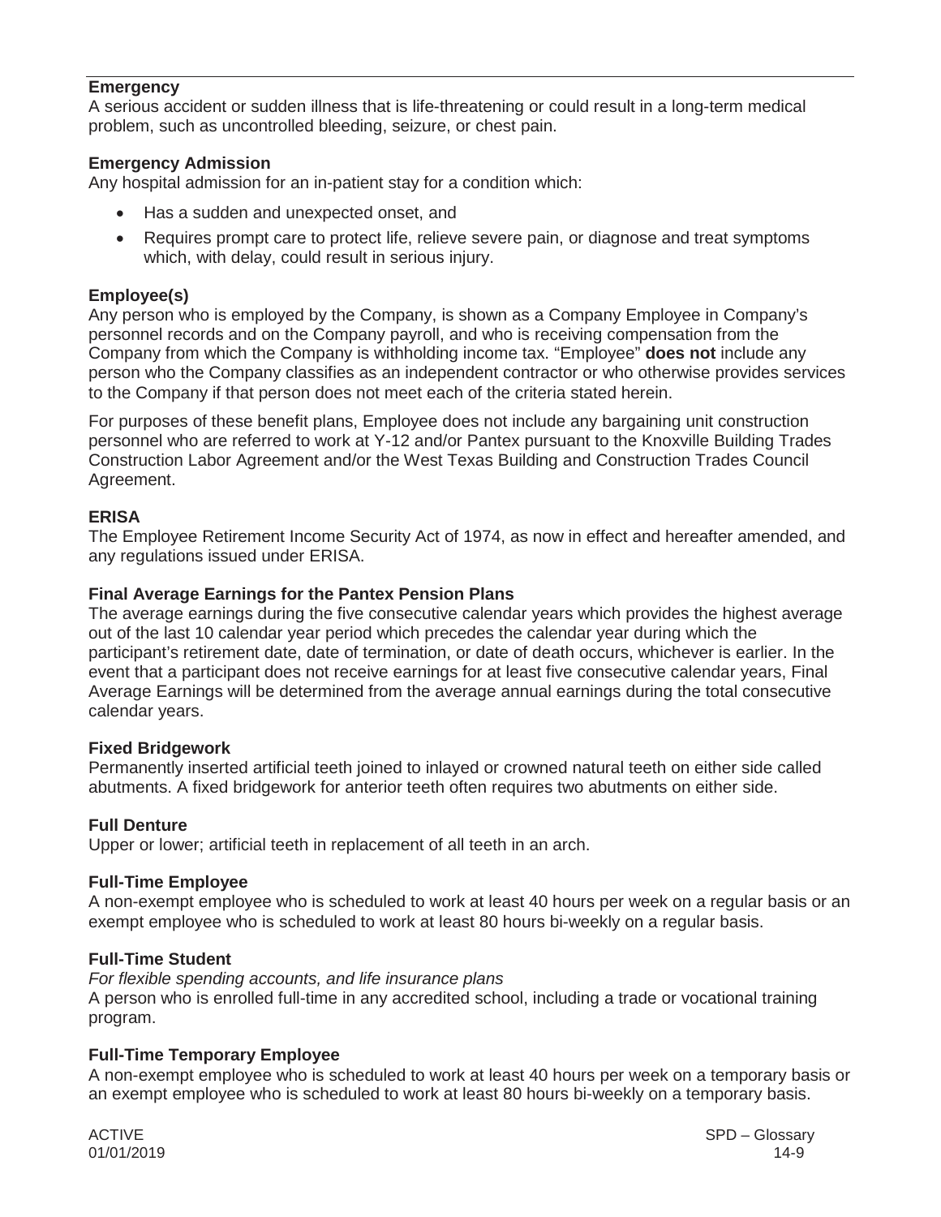### Emergency

A serious accident or sudden illness that is life-threatening or could result in a long-term medical problem, such as uncontrolled bleeding, seizure, or chest pain.

### Emergency Admission

Any hospital admission for an in-patient stay for a condition which:

- Has a sudden and unexpected onset, and
- Requires prompt care to protect life, relieve severe pain, or diagnose and treat symptoms which, with delay, could result in serious injury.

### Employee(s)

Any person who is employed by the Company, is shown as a Company Employee in Company's personnel records and on the Company payroll, and who is receiving compensation from the Company from which the Company is withholding income tax. "Employee" **does not** include any person who the Company classifies as an independent contractor or who otherwise provides services to the Company if that person does not meet each of the criteria stated herein.

For purposes of these benefit plans, Employee does not include any bargaining unit construction personnel who are referred to work at Y-12 and/or Pantex pursuant to the Knoxville Building Trades Construction Labor Agreement and/or the West Texas Building and Construction Trades Council Agreement.

### ERISA

The Employee Retirement Income Security Act of 1974, as now in effect and hereafter amended, and any regulations issued under ERISA.

### Final Average Earnings for the Pantex Pension Plans

The average earnings during the five consecutive calendar years which provides the highest average out of the last 10 calendar year period which precedes the calendar year during which the participant's retirement date, date of termination, or date of death occurs, whichever is earlier. In the event that a participant does not receive earnings for at least five consecutive calendar years, Final Average Earnings will be determined from the average annual earnings during the total consecutive calendar years.

### Fixed Bridgework

Permanently inserted artificial teeth joined to inlayed or crowned natural teeth on either side called abutments. A fixed bridgework for anterior teeth often requires two abutments on either side.

### Full Denture

Upper or lower; artificial teeth in replacement of all teeth in an arch.

### Full-Time Employee

A non-exempt employee who is scheduled to work at least 40 hours per week on a regular basis or an exempt employee who is scheduled to work at least 80 hours bi-weekly on a regular basis.

### Full-Time Student

*For flexible spending accounts, and life insurance plans*

A person who is enrolled full-time in any accredited school, including a trade or vocational training program.

### Full-Time Temporary Employee

A non-exempt employee who is scheduled to work at least 40 hours per week on a temporary basis or an exempt employee who is scheduled to work at least 80 hours bi-weekly on a temporary basis.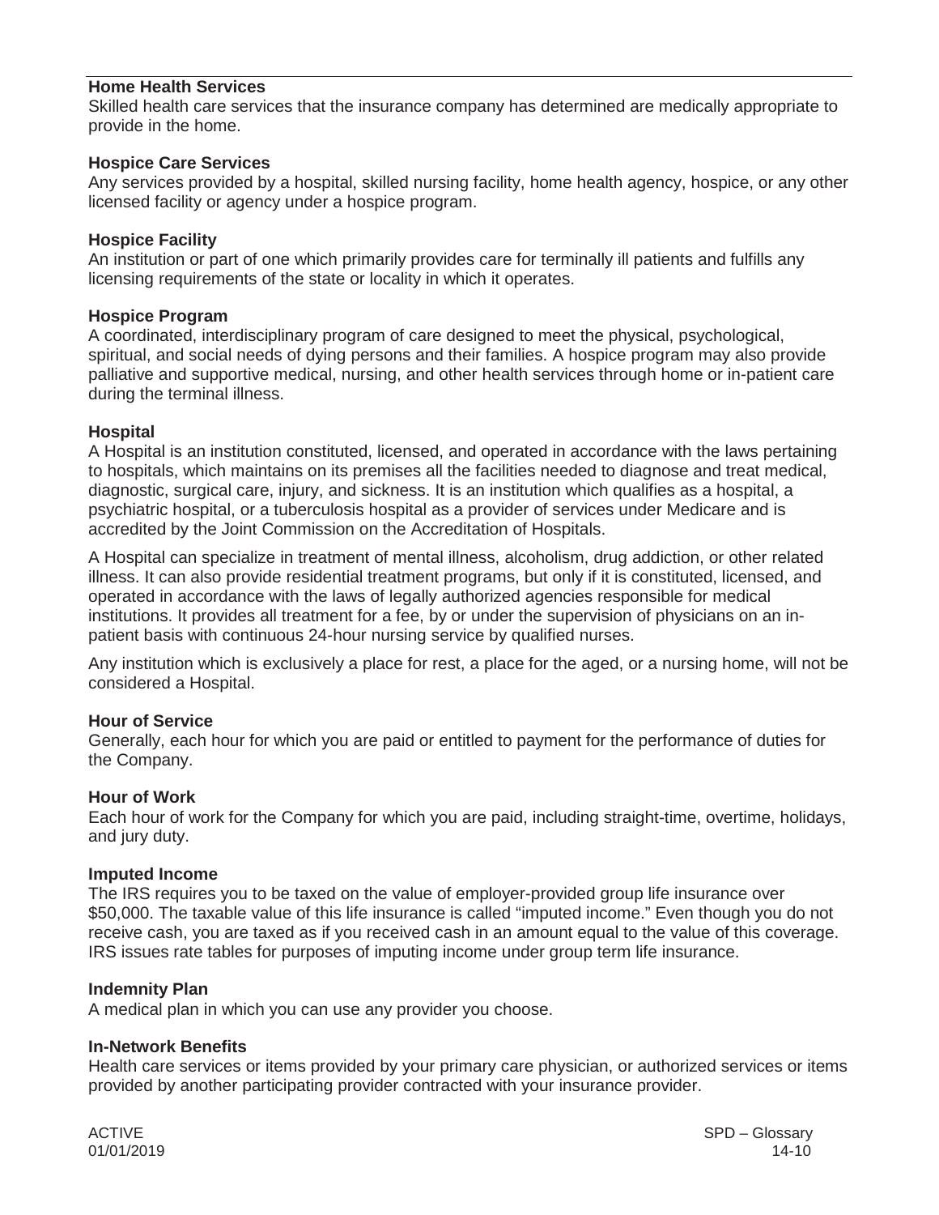**Home Health Services**
Skilled health care services that the insurance company has determined are medically appropriate to provide in the home.

**Hospice Care Services**
Any services provided by a hospital, skilled nursing facility, home health agency, hospice, or any other licensed facility or agency under a hospice program.

**Hospice Facility**
An institution or part of one which primarily provides care for terminally ill patients and fulfills any licensing requirements of the state or locality in which it operates.

**Hospice Program**
A coordinated, interdisciplinary program of care designed to meet the physical, psychological, spiritual, and social needs of dying persons and their families. A hospice program may also provide palliative and supportive medical, nursing, and other health services through home or in-patient care during the terminal illness.

**Hospital**
A Hospital is an institution constituted, licensed, and operated in accordance with the laws pertaining to hospitals, which maintains on its premises all the facilities needed to diagnose and treat medical, diagnostic, surgical care, injury, and sickness. It is an institution which qualifies as a hospital, a psychiatric hospital, or a tuberculosis hospital as a provider of services under Medicare and is accredited by the Joint Commission on the Accreditation of Hospitals.

A Hospital can specialize in treatment of mental illness, alcoholism, drug addiction, or other related illness. It can also provide residential treatment programs, but only if it is constituted, licensed, and operated in accordance with the laws of legally authorized agencies responsible for medical institutions. It provides all treatment for a fee, by or under the supervision of physicians on an in-patient basis with continuous 24-hour nursing service by qualified nurses.

Any institution which is exclusively a place for rest, a place for the aged, or a nursing home, will not be considered a Hospital.

**Hour of Service**
Generally, each hour for which you are paid or entitled to payment for the performance of duties for the Company.

**Hour of Work**
Each hour of work for the Company for which you are paid, including straight-time, overtime, holidays, and jury duty.

**Imputed Income**
The IRS requires you to be taxed on the value of employer-provided group life insurance over $50,000. The taxable value of this life insurance is called "imputed income." Even though you do not receive cash, you are taxed as if you received cash in an amount equal to the value of this coverage. IRS issues rate tables for purposes of imputing income under group term life insurance.

**Indemnity Plan**
A medical plan in which you can use any provider you choose.

**In-Network Benefits**
Health care services or items provided by your primary care physician, or authorized services or items provided by another participating provider contracted with your insurance provider.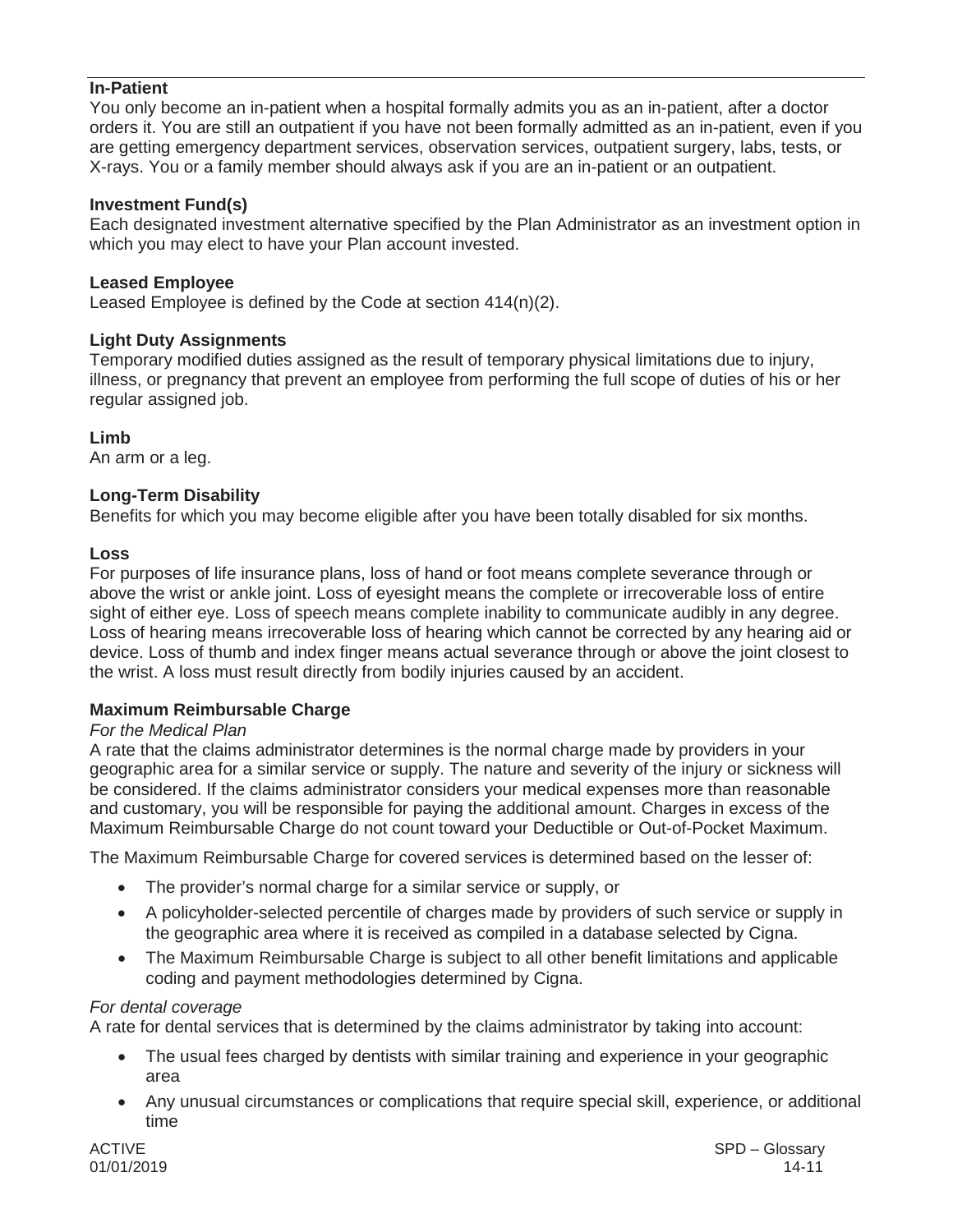**In-Patient**

You only become an in-patient when a hospital formally admits you as an in-patient, after a doctor orders it. You are still an outpatient if you have not been formally admitted as an in-patient, even if you are getting emergency department services, observation services, outpatient surgery, labs, tests, or X-rays. You or a family member should always ask if you are an in-patient or an outpatient.

**Investment Fund(s)**

Each designated investment alternative specified by the Plan Administrator as an investment option in which you may elect to have your Plan account invested.

**Leased Employee**

Leased Employee is defined by the Code at section 414(n)(2).

**Light Duty Assignments**

Temporary modified duties assigned as the result of temporary physical limitations due to injury, illness, or pregnancy that prevent an employee from performing the full scope of duties of his or her regular assigned job.

**Limb**

An arm or a leg.

**Long-Term Disability**

Benefits for which you may become eligible after you have been totally disabled for six months.

**Loss**

For purposes of life insurance plans, loss of hand or foot means complete severance through or above the wrist or ankle joint. Loss of eyesight means the complete or irrecoverable loss of entire sight of either eye. Loss of speech means complete inability to communicate audibly in any degree. Loss of hearing means irrecoverable loss of hearing which cannot be corrected by any hearing aid or device. Loss of thumb and index finger means actual severance through or above the joint closest to the wrist. A loss must result directly from bodily injuries caused by an accident.

**Maximum Reimbursable Charge**

*For the Medical Plan*

A rate that the claims administrator determines is the normal charge made by providers in your geographic area for a similar service or supply. The nature and severity of the injury or sickness will be considered. If the claims administrator considers your medical expenses more than reasonable and customary, you will be responsible for paying the additional amount. Charges in excess of the Maximum Reimbursable Charge do not count toward your Deductible or Out-of-Pocket Maximum.

The Maximum Reimbursable Charge for covered services is determined based on the lesser of:

- The provider's normal charge for a similar service or supply, or
- A policyholder-selected percentile of charges made by providers of such service or supply in the geographic area where it is received as compiled in a database selected by Cigna.
- The Maximum Reimbursable Charge is subject to all other benefit limitations and applicable coding and payment methodologies determined by Cigna.

*For dental coverage*

A rate for dental services that is determined by the claims administrator by taking into account:

- The usual fees charged by dentists with similar training and experience in your geographic area
- Any unusual circumstances or complications that require special skill, experience, or additional time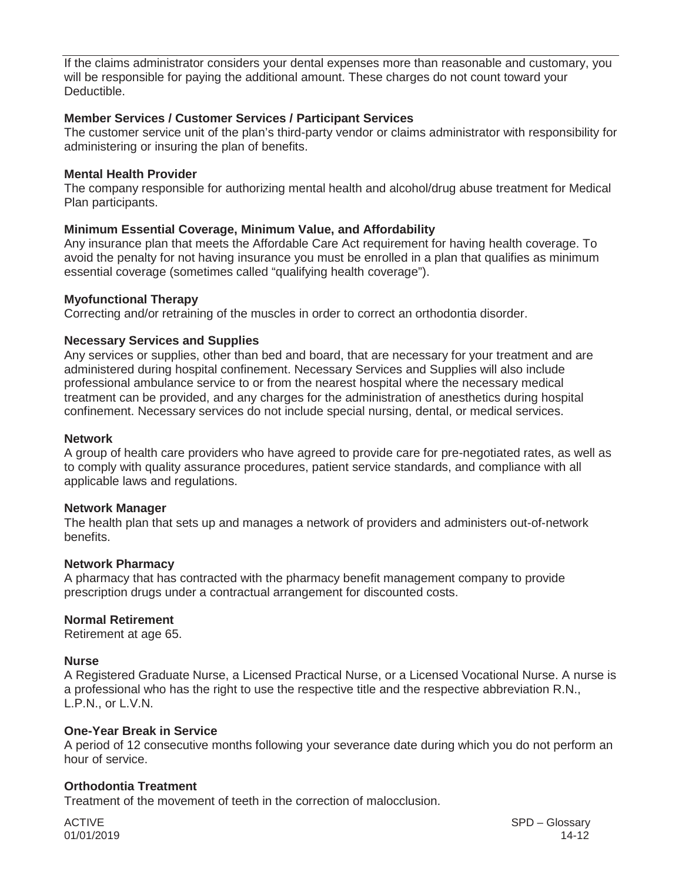If the claims administrator considers your dental expenses more than reasonable and customary, you will be responsible for paying the additional amount. These charges do not count toward your Deductible.

**Member Services / Customer Services / Participant Services**
The customer service unit of the plan's third-party vendor or claims administrator with responsibility for administering or insuring the plan of benefits.

**Mental Health Provider**
The company responsible for authorizing mental health and alcohol/drug abuse treatment for Medical Plan participants.

**Minimum Essential Coverage, Minimum Value, and Affordability**
Any insurance plan that meets the Affordable Care Act requirement for having health coverage. To avoid the penalty for not having insurance you must be enrolled in a plan that qualifies as minimum essential coverage (sometimes called "qualifying health coverage").

**Myofunctional Therapy**
Correcting and/or retraining of the muscles in order to correct an orthodontia disorder.

**Necessary Services and Supplies**
Any services or supplies, other than bed and board, that are necessary for your treatment and are administered during hospital confinement. Necessary Services and Supplies will also include professional ambulance service to or from the nearest hospital where the necessary medical treatment can be provided, and any charges for the administration of anesthetics during hospital confinement. Necessary services do not include special nursing, dental, or medical services.

**Network**
A group of health care providers who have agreed to provide care for pre-negotiated rates, as well as to comply with quality assurance procedures, patient service standards, and compliance with all applicable laws and regulations.

**Network Manager**
The health plan that sets up and manages a network of providers and administers out-of-network benefits.

**Network Pharmacy**
A pharmacy that has contracted with the pharmacy benefit management company to provide prescription drugs under a contractual arrangement for discounted costs.

**Normal Retirement**
Retirement at age 65.

**Nurse**
A Registered Graduate Nurse, a Licensed Practical Nurse, or a Licensed Vocational Nurse. A nurse is a professional who has the right to use the respective title and the respective abbreviation R.N., L.P.N., or L.V.N.

**One-Year Break in Service**
A period of 12 consecutive months following your severance date during which you do not perform an hour of service.

**Orthodontia Treatment**
Treatment of the movement of teeth in the correction of malocclusion.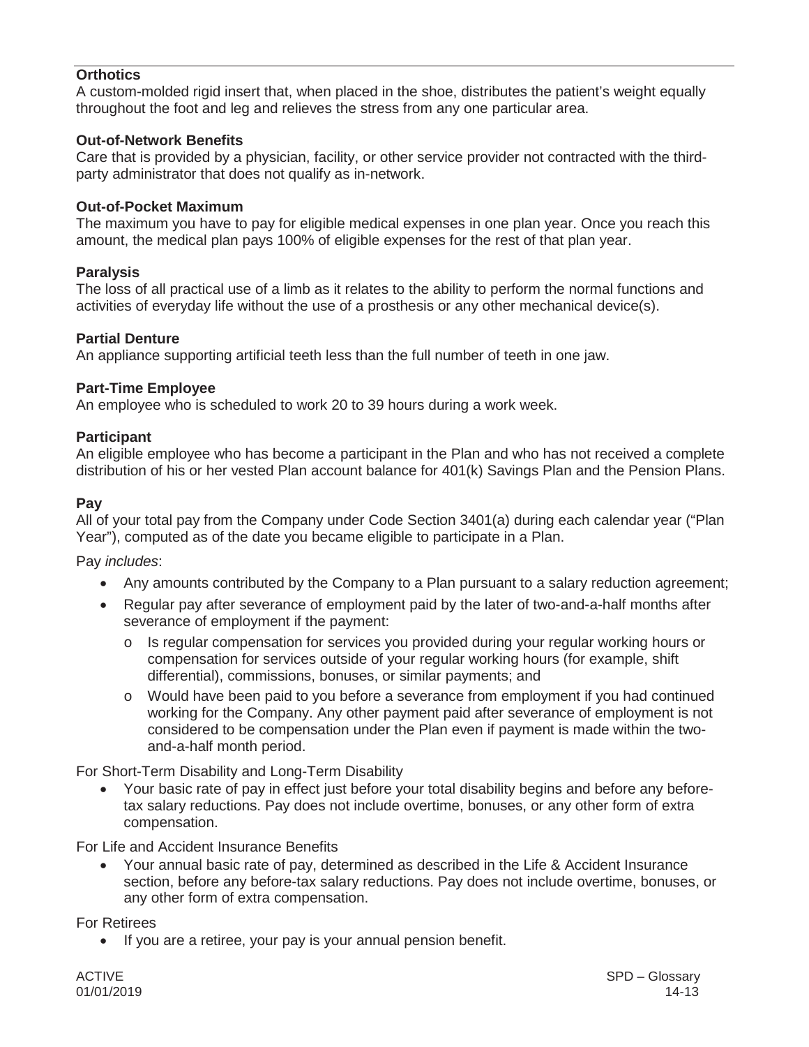**Orthotics**
A custom-molded rigid insert that, when placed in the shoe, distributes the patient's weight equally throughout the foot and leg and relieves the stress from any one particular area.

**Out-of-Network Benefits**
Care that is provided by a physician, facility, or other service provider not contracted with the third-party administrator that does not qualify as in-network.

**Out-of-Pocket Maximum**
The maximum you have to pay for eligible medical expenses in one plan year. Once you reach this amount, the medical plan pays 100% of eligible expenses for the rest of that plan year.

**Paralysis**
The loss of all practical use of a limb as it relates to the ability to perform the normal functions and activities of everyday life without the use of a prosthesis or any other mechanical device(s).

**Partial Denture**
An appliance supporting artificial teeth less than the full number of teeth in one jaw.

**Part-Time Employee**
An employee who is scheduled to work 20 to 39 hours during a work week.

**Participant**
An eligible employee who has become a participant in the Plan and who has not received a complete distribution of his or her vested Plan account balance for 401(k) Savings Plan and the Pension Plans.

**Pay**
All of your total pay from the Company under Code Section 3401(a) during each calendar year ("Plan Year"), computed as of the date you became eligible to participate in a Plan.

Pay *includes*:

- Any amounts contributed by the Company to a Plan pursuant to a salary reduction agreement;
- Regular pay after severance of employment paid by the later of two-and-a-half months after severance of employment if the payment:
  - Is regular compensation for services you provided during your regular working hours or compensation for services outside of your regular working hours (for example, shift differential), commissions, bonuses, or similar payments; and
  - Would have been paid to you before a severance from employment if you had continued working for the Company. Any other payment paid after severance of employment is not considered to be compensation under the Plan even if payment is made within the two-and-a-half month period.

For Short-Term Disability and Long-Term Disability

- Your basic rate of pay in effect just before your total disability begins and before any before-tax salary reductions. Pay does not include overtime, bonuses, or any other form of extra compensation.

For Life and Accident Insurance Benefits

- Your annual basic rate of pay, determined as described in the Life & Accident Insurance section, before any before-tax salary reductions. Pay does not include overtime, bonuses, or any other form of extra compensation.

For Retirees

- If you are a retiree, your pay is your annual pension benefit.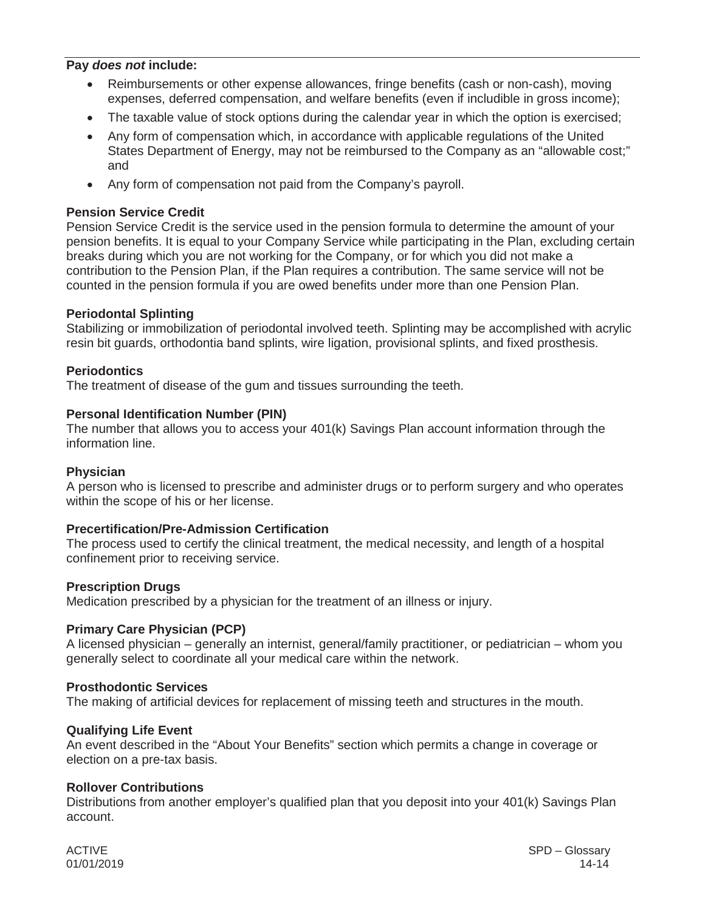**Pay *does not* include:**

- Reimbursements or other expense allowances, fringe benefits (cash or non-cash), moving expenses, deferred compensation, and welfare benefits (even if includible in gross income);
- The taxable value of stock options during the calendar year in which the option is exercised;
- Any form of compensation which, in accordance with applicable regulations of the United States Department of Energy, may not be reimbursed to the Company as an "allowable cost;" and
- Any form of compensation not paid from the Company's payroll.

**Pension Service Credit**
Pension Service Credit is the service used in the pension formula to determine the amount of your pension benefits. It is equal to your Company Service while participating in the Plan, excluding certain breaks during which you are not working for the Company, or for which you did not make a contribution to the Pension Plan, if the Plan requires a contribution. The same service will not be counted in the pension formula if you are owed benefits under more than one Pension Plan.

**Periodontal Splinting**
Stabilizing or immobilization of periodontal involved teeth. Splinting may be accomplished with acrylic resin bit guards, orthodontia band splints, wire ligation, provisional splints, and fixed prosthesis.

**Periodontics**
The treatment of disease of the gum and tissues surrounding the teeth.

**Personal Identification Number (PIN)**
The number that allows you to access your 401(k) Savings Plan account information through the information line.

**Physician**
A person who is licensed to prescribe and administer drugs or to perform surgery and who operates within the scope of his or her license.

**Precertification/Pre-Admission Certification**
The process used to certify the clinical treatment, the medical necessity, and length of a hospital confinement prior to receiving service.

**Prescription Drugs**
Medication prescribed by a physician for the treatment of an illness or injury.

**Primary Care Physician (PCP)**
A licensed physician – generally an internist, general/family practitioner, or pediatrician – whom you generally select to coordinate all your medical care within the network.

**Prosthodontic Services**
The making of artificial devices for replacement of missing teeth and structures in the mouth.

**Qualifying Life Event**
An event described in the "About Your Benefits" section which permits a change in coverage or election on a pre-tax basis.

**Rollover Contributions**
Distributions from another employer's qualified plan that you deposit into your 401(k) Savings Plan account.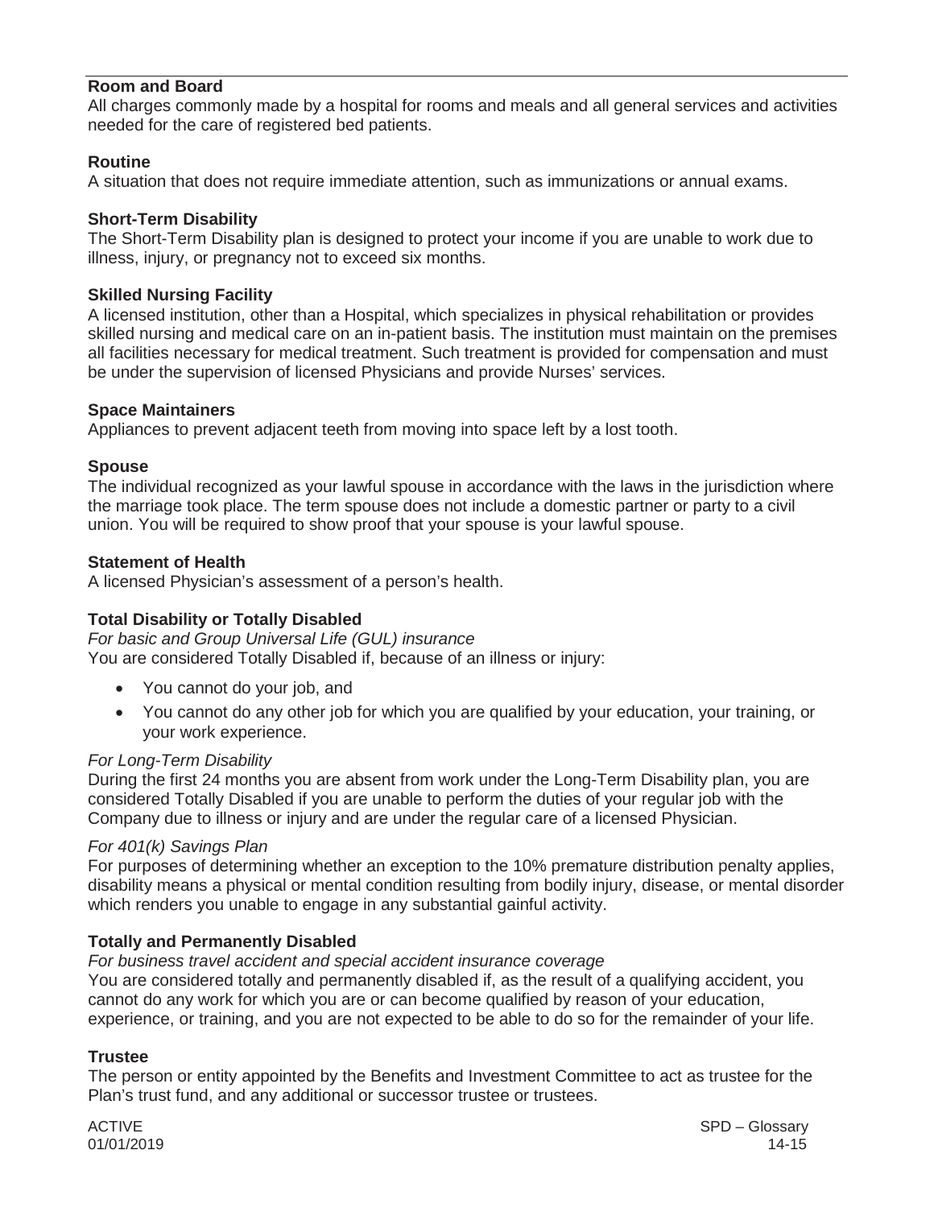### Room and Board

All charges commonly made by a hospital for rooms and meals and all general services and activities needed for the care of registered bed patients.

### Routine

A situation that does not require immediate attention, such as immunizations or annual exams.

### Short-Term Disability

The Short-Term Disability plan is designed to protect your income if you are unable to work due to illness, injury, or pregnancy not to exceed six months.

### Skilled Nursing Facility

A licensed institution, other than a Hospital, which specializes in physical rehabilitation or provides skilled nursing and medical care on an in-patient basis. The institution must maintain on the premises all facilities necessary for medical treatment. Such treatment is provided for compensation and must be under the supervision of licensed Physicians and provide Nurses' services.

### Space Maintainers

Appliances to prevent adjacent teeth from moving into space left by a lost tooth.

### Spouse

The individual recognized as your lawful spouse in accordance with the laws in the jurisdiction where the marriage took place. The term spouse does not include a domestic partner or party to a civil union. You will be required to show proof that your spouse is your lawful spouse.

### Statement of Health

A licensed Physician's assessment of a person's health.

### Total Disability or Totally Disabled

*For basic and Group Universal Life (GUL) insurance*

You are considered Totally Disabled if, because of an illness or injury:

- You cannot do your job, and
- You cannot do any other job for which you are qualified by your education, your training, or your work experience.

*For Long-Term Disability*

During the first 24 months you are absent from work under the Long-Term Disability plan, you are considered Totally Disabled if you are unable to perform the duties of your regular job with the Company due to illness or injury and are under the regular care of a licensed Physician.

*For 401(k) Savings Plan*

For purposes of determining whether an exception to the 10% premature distribution penalty applies, disability means a physical or mental condition resulting from bodily injury, disease, or mental disorder which renders you unable to engage in any substantial gainful activity.

### Totally and Permanently Disabled

*For business travel accident and special accident insurance coverage*

You are considered totally and permanently disabled if, as the result of a qualifying accident, you cannot do any work for which you are or can become qualified by reason of your education, experience, or training, and you are not expected to be able to do so for the remainder of your life.

### Trustee

The person or entity appointed by the Benefits and Investment Committee to act as trustee for the Plan's trust fund, and any additional or successor trustee or trustees.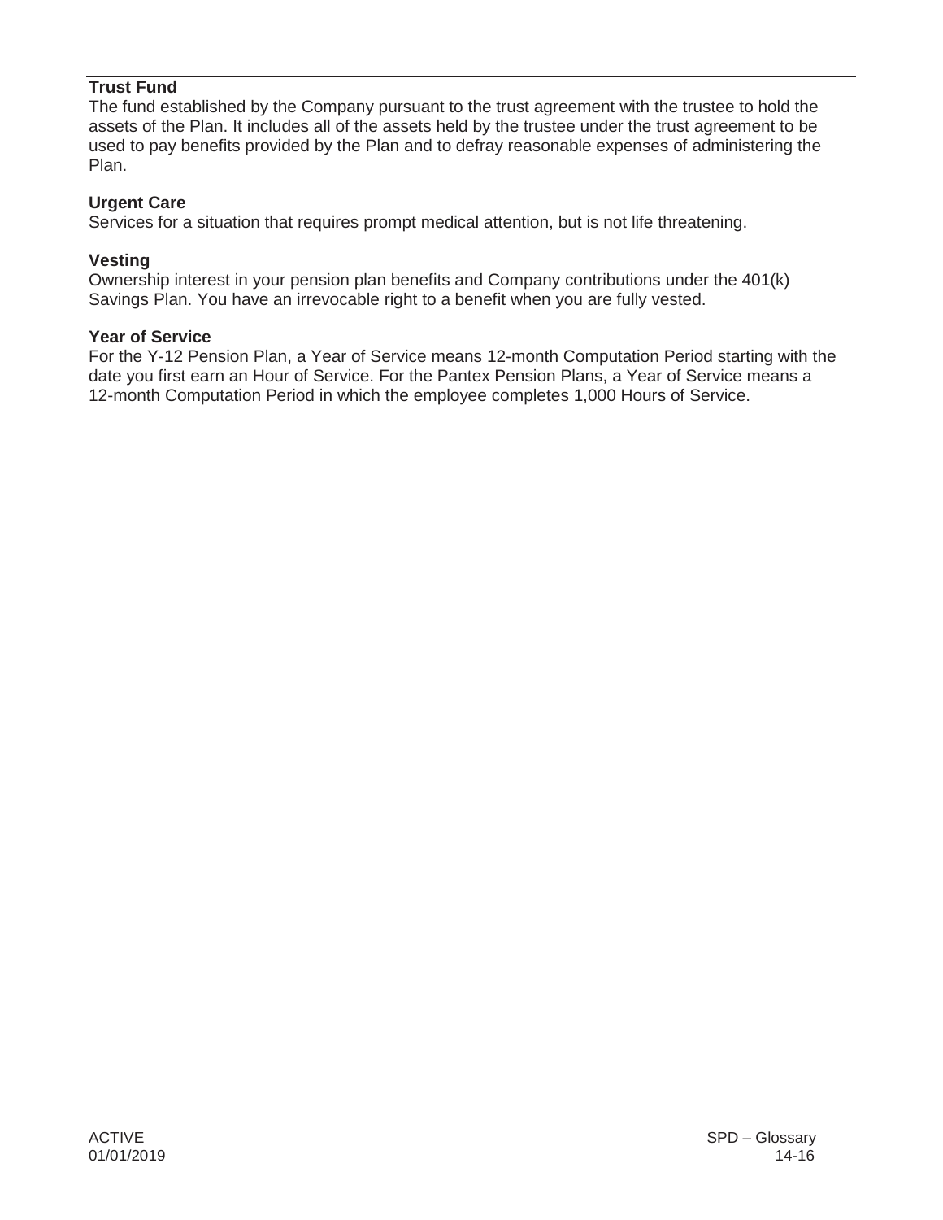**Trust Fund**
The fund established by the Company pursuant to the trust agreement with the trustee to hold the assets of the Plan. It includes all of the assets held by the trustee under the trust agreement to be used to pay benefits provided by the Plan and to defray reasonable expenses of administering the Plan.

**Urgent Care**
Services for a situation that requires prompt medical attention, but is not life threatening.

**Vesting**
Ownership interest in your pension plan benefits and Company contributions under the 401(k) Savings Plan. You have an irrevocable right to a benefit when you are fully vested.

**Year of Service**
For the Y-12 Pension Plan, a Year of Service means 12-month Computation Period starting with the date you first earn an Hour of Service. For the Pantex Pension Plans, a Year of Service means a 12-month Computation Period in which the employee completes 1,000 Hours of Service.